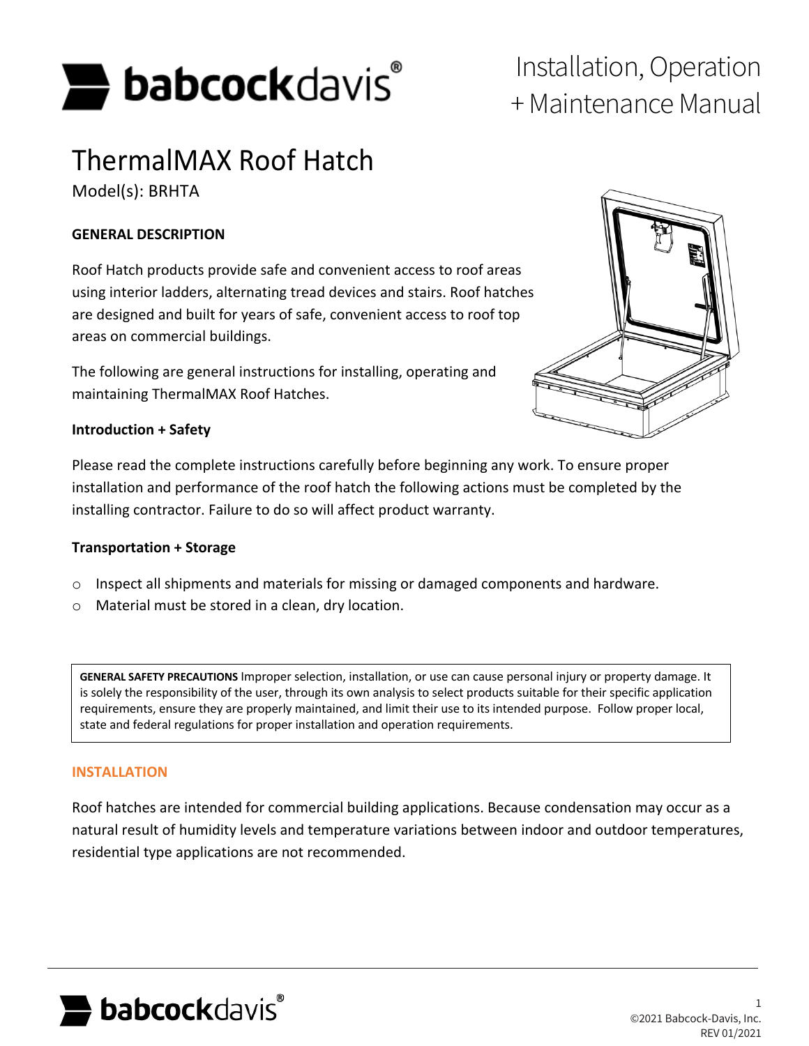# Installation, Operation + Maintenance Manual

# ThermalMAX Roof Hatch

Model(s): BRHTA

**GENERAL DESCRIPTION**

Roof Hatch products provide safe and convenient access to roof areas using interior ladders, alternating tread devices and stairs. Roof hatches are designed and built for years of safe, convenient access to roof top areas on commercial buildings.

The following are general instructions for installing, operating and maintaining ThermalMAX Roof Hatches.

**Introduction + Safety**

Please read the complete instructions carefully before beginning any work. To ensure proper installation and performance of the roof hatch the following actions must be completed by the installing contractor. Failure to do so will affect product warranty.

**Transportation + Storage**

- Inspect all shipments and materials for missing or damaged components and hardware.
- Material must be stored in a clean, dry location.

**GENERAL SAFETY PRECAUTIONS** Improper selection, installation, or use can cause personal injury or property damage. It is solely the responsibility of the user, through its own analysis to select products suitable for their specific application requirements, ensure they are properly maintained, and limit their use to its intended purpose. Follow proper local, state and federal regulations for proper installation and operation requirements.

## INSTALLATION

Roof hatches are intended for commercial building applications. Because condensation may occur as a natural result of humidity levels and temperature variations between indoor and outdoor temperatures, residential type applications are not recommended.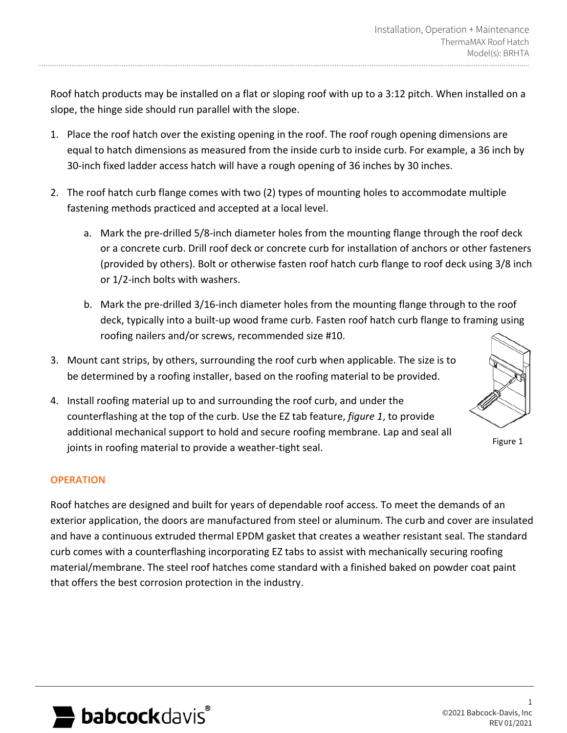Roof hatch products may be installed on a flat or sloping roof with up to a 3:12 pitch. When installed on a slope, the hinge side should run parallel with the slope.

1. Place the roof hatch over the existing opening in the roof. The roof rough opening dimensions are equal to hatch dimensions as measured from the inside curb to inside curb. For example, a 36 inch by 30-inch fixed ladder access hatch will have a rough opening of 36 inches by 30 inches.

2. The roof hatch curb flange comes with two (2) types of mounting holes to accommodate multiple fastening methods practiced and accepted at a local level.

   a. Mark the pre-drilled 5/8-inch diameter holes from the mounting flange through the roof deck or a concrete curb. Drill roof deck or concrete curb for installation of anchors or other fasteners (provided by others). Bolt or otherwise fasten roof hatch curb flange to roof deck using 3/8 inch or 1/2-inch bolts with washers.

   b. Mark the pre-drilled 3/16-inch diameter holes from the mounting flange through to the roof deck, typically into a built-up wood frame curb. Fasten roof hatch curb flange to framing using roofing nailers and/or screws, recommended size #10.

3. Mount cant strips, by others, surrounding the roof curb when applicable. The size is to be determined by a roofing installer, based on the roofing material to be provided.

4. Install roofing material up to and surrounding the roof curb, and under the counterflashing at the top of the curb. Use the EZ tab feature, *figure 1*, to provide additional mechanical support to hold and secure roofing membrane. Lap and seal all joints in roofing material to provide a weather-tight seal.

Figure 1

## OPERATION

Roof hatches are designed and built for years of dependable roof access. To meet the demands of an exterior application, the doors are manufactured from steel or aluminum. The curb and cover are insulated and have a continuous extruded thermal EPDM gasket that creates a weather resistant seal. The standard curb comes with a counterflashing incorporating EZ tabs to assist with mechanically securing roofing material/membrane. The steel roof hatches come standard with a finished baked on powder coat paint that offers the best corrosion protection in the industry.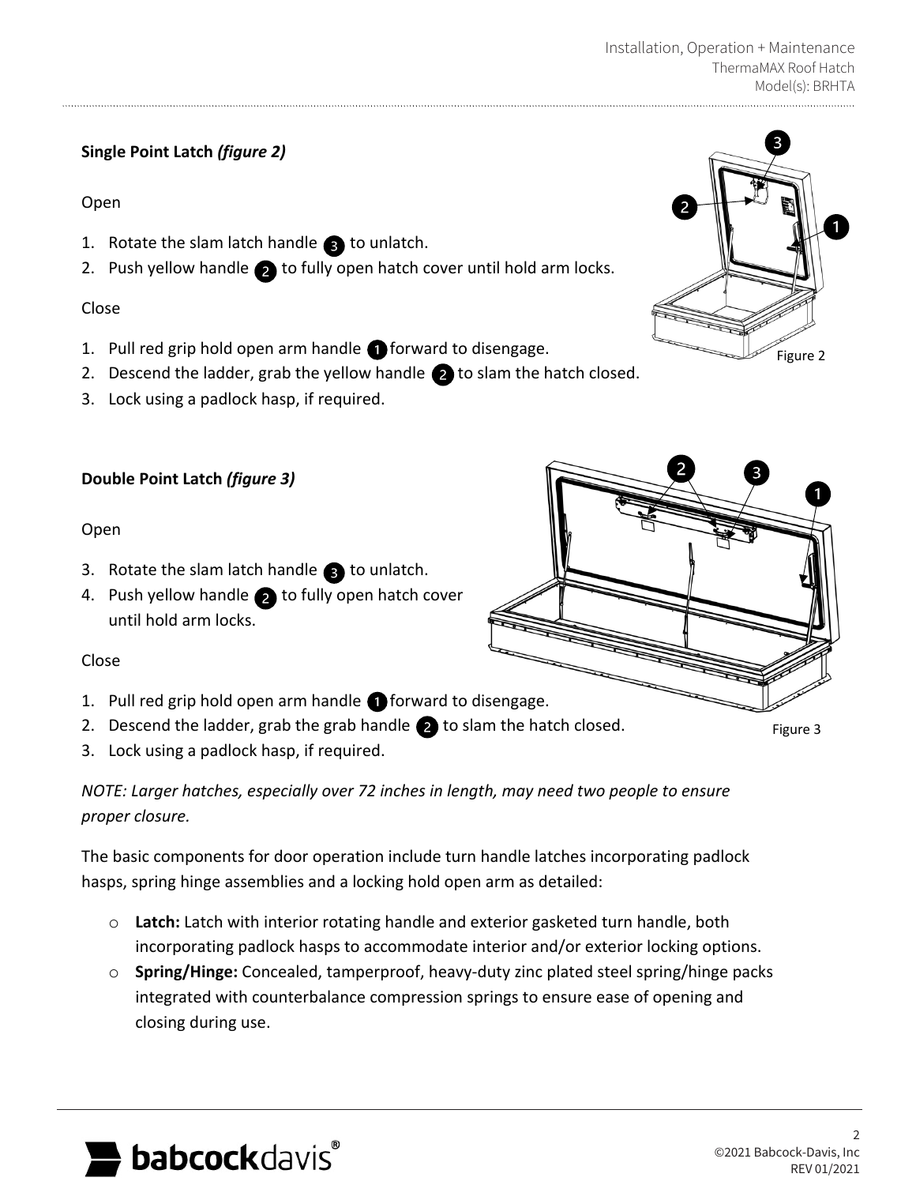**Single Point Latch *(figure 2)***

Open

1. Rotate the slam latch handle ③ to unlatch.
2. Push yellow handle ② to fully open hatch cover until hold arm locks.

Close

1. Pull red grip hold open arm handle ① forward to disengage.
2. Descend the ladder, grab the yellow handle ② to slam the hatch closed.
3. Lock using a padlock hasp, if required.

Figure 2

**Double Point Latch *(figure 3)***

Open

3. Rotate the slam latch handle ③ to unlatch.
4. Push yellow handle ② to fully open hatch cover until hold arm locks.

Close

1. Pull red grip hold open arm handle ① forward to disengage.
2. Descend the ladder, grab the grab handle ② to slam the hatch closed.
3. Lock using a padlock hasp, if required.

Figure 3

*NOTE: Larger hatches, especially over 72 inches in length, may need two people to ensure proper closure.*

The basic components for door operation include turn handle latches incorporating padlock hasps, spring hinge assemblies and a locking hold open arm as detailed:

- **Latch:** Latch with interior rotating handle and exterior gasketed turn handle, both incorporating padlock hasps to accommodate interior and/or exterior locking options.
- **Spring/Hinge:** Concealed, tamperproof, heavy-duty zinc plated steel spring/hinge packs integrated with counterbalance compression springs to ensure ease of opening and closing during use.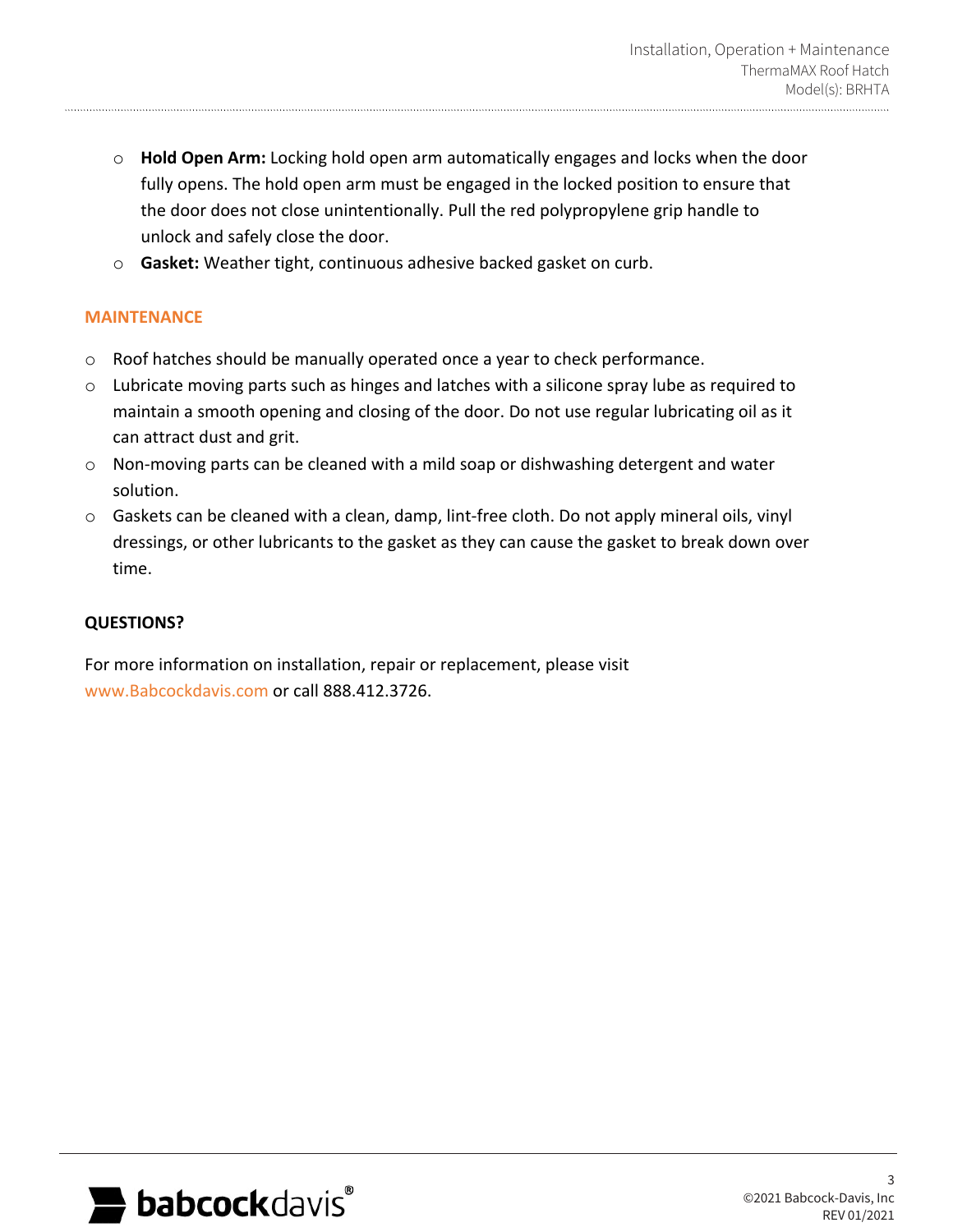- **Hold Open Arm:** Locking hold open arm automatically engages and locks when the door fully opens. The hold open arm must be engaged in the locked position to ensure that the door does not close unintentionally. Pull the red polypropylene grip handle to unlock and safely close the door.
- **Gasket:** Weather tight, continuous adhesive backed gasket on curb.

## MAINTENANCE

- Roof hatches should be manually operated once a year to check performance.
- Lubricate moving parts such as hinges and latches with a silicone spray lube as required to maintain a smooth opening and closing of the door. Do not use regular lubricating oil as it can attract dust and grit.
- Non-moving parts can be cleaned with a mild soap or dishwashing detergent and water solution.
- Gaskets can be cleaned with a clean, damp, lint-free cloth. Do not apply mineral oils, vinyl dressings, or other lubricants to the gasket as they can cause the gasket to break down over time.

## QUESTIONS?

For more information on installation, repair or replacement, please visit www.Babcockdavis.com or call 888.412.3726.

©2021 Babcock-Davis, Inc
REV 01/2021